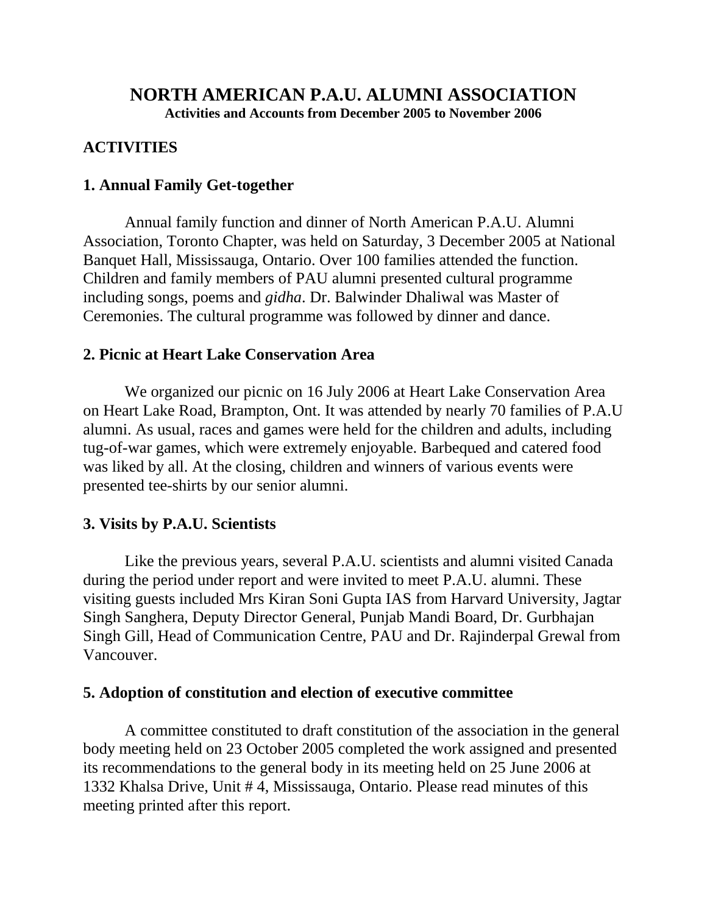# NORTH AMERICAN P.A.U. ALUMNI ASSOCIATION

**Activities and Accounts from December 2005 to November 2006**

## ACTIVITIES

### 1. Annual Family Get-together

Annual family function and dinner of North American P.A.U. Alumni Association, Toronto Chapter, was held on Saturday, 3 December 2005 at National Banquet Hall, Mississauga, Ontario. Over 100 families attended the function. Children and family members of PAU alumni presented cultural programme including songs, poems and *gidha*. Dr. Balwinder Dhaliwal was Master of Ceremonies. The cultural programme was followed by dinner and dance.

### 2. Picnic at Heart Lake Conservation Area

We organized our picnic on 16 July 2006 at Heart Lake Conservation Area on Heart Lake Road, Brampton, Ont. It was attended by nearly 70 families of P.A.U alumni. As usual, races and games were held for the children and adults, including tug-of-war games, which were extremely enjoyable. Barbequed and catered food was liked by all. At the closing, children and winners of various events were presented tee-shirts by our senior alumni.

### 3. Visits by P.A.U. Scientists

Like the previous years, several P.A.U. scientists and alumni visited Canada during the period under report and were invited to meet P.A.U. alumni. These visiting guests included Mrs Kiran Soni Gupta IAS from Harvard University, Jagtar Singh Sanghera, Deputy Director General, Punjab Mandi Board, Dr. Gurbhajan Singh Gill, Head of Communication Centre, PAU and Dr. Rajinderpal Grewal from Vancouver.

### 5. Adoption of constitution and election of executive committee

A committee constituted to draft constitution of the association in the general body meeting held on 23 October 2005 completed the work assigned and presented its recommendations to the general body in its meeting held on 25 June 2006 at 1332 Khalsa Drive, Unit # 4, Mississauga, Ontario. Please read minutes of this meeting printed after this report.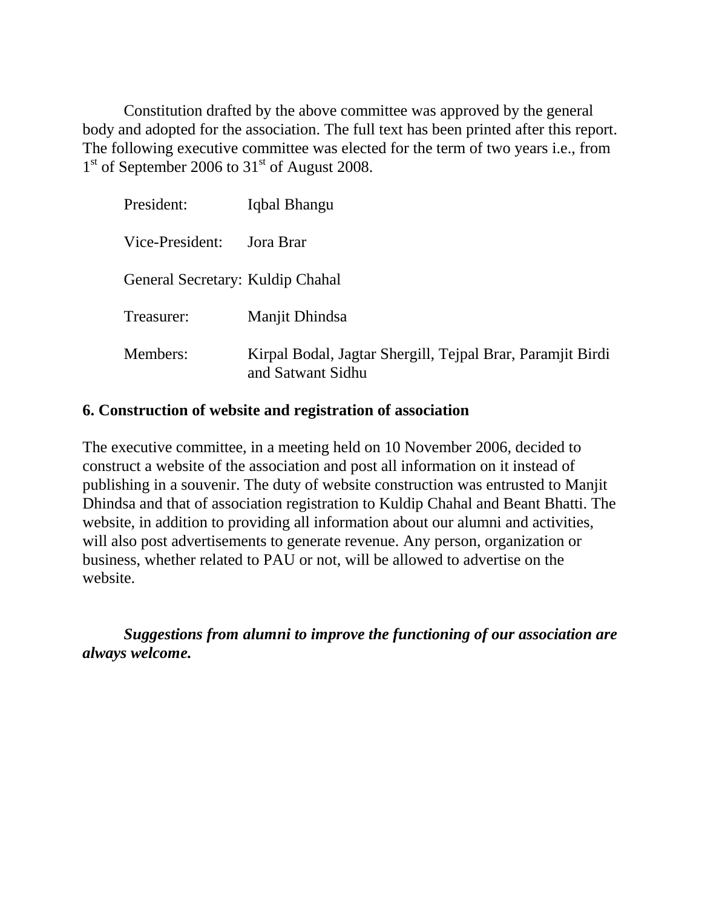Constitution drafted by the above committee was approved by the general body and adopted for the association. The full text has been printed after this report. The following executive committee was elected for the term of two years i.e., from 1st of September 2006 to 31st of August 2008.

| | |
|---|---|
| President: | Iqbal Bhangu |
| Vice-President: | Jora Brar |
| General Secretary: | Kuldip Chahal |
| Treasurer: | Manjit Dhindsa |
| Members: | Kirpal Bodal, Jagtar Shergill, Tejpal Brar, Paramjit Birdi and Satwant Sidhu |

**6. Construction of website and registration of association**

The executive committee, in a meeting held on 10 November 2006, decided to construct a website of the association and post all information on it instead of publishing in a souvenir. The duty of website construction was entrusted to Manjit Dhindsa and that of association registration to Kuldip Chahal and Beant Bhatti. The website, in addition to providing all information about our alumni and activities, will also post advertisements to generate revenue. Any person, organization or business, whether related to PAU or not, will be allowed to advertise on the website.

***Suggestions from alumni to improve the functioning of our association are always welcome.***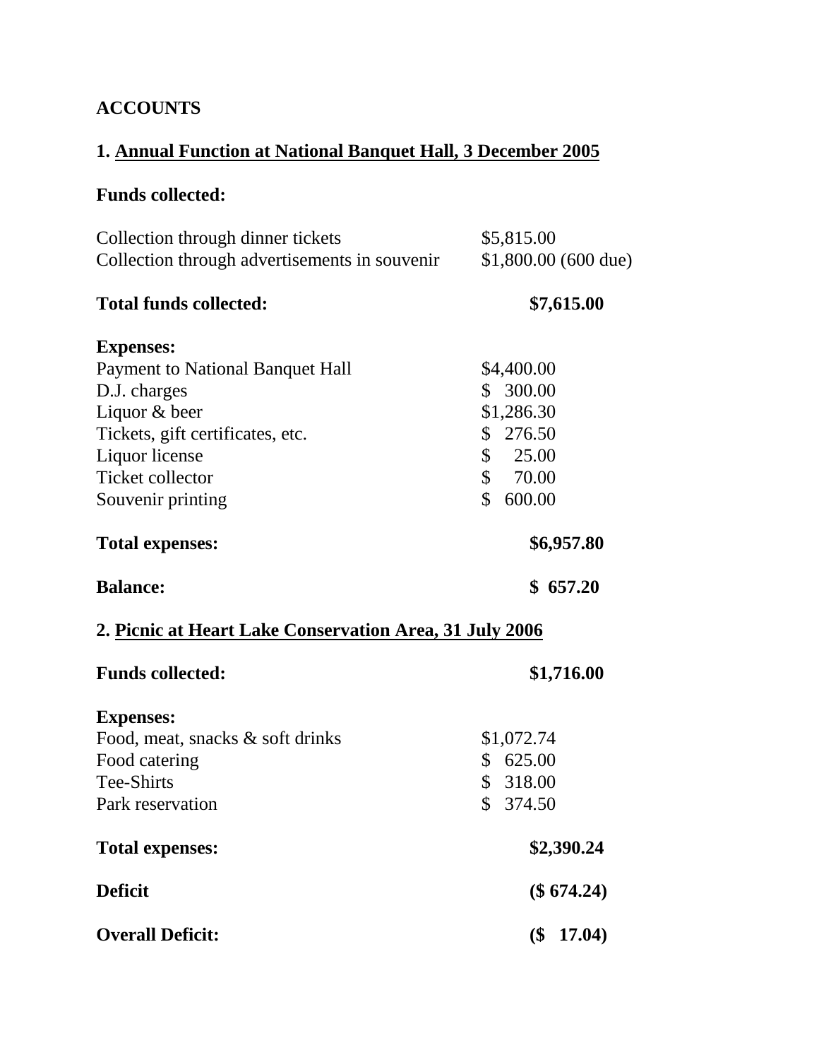**ACCOUNTS**

**1. Annual Function at National Banquet Hall, 3 December 2005**

**Funds collected:**

| | |
|---|---|
| Collection through dinner tickets | $5,815.00 |
| Collection through advertisements in souvenir | $1,800.00 (600 due) |
| **Total funds collected:** | **$7,615.00** |
| **Expenses:** | |
| Payment to National Banquet Hall | $4,400.00 |
| D.J. charges | $ 300.00 |
| Liquor & beer | $1,286.30 |
| Tickets, gift certificates, etc. | $ 276.50 |
| Liquor license | $ 25.00 |
| Ticket collector | $ 70.00 |
| Souvenir printing | $ 600.00 |
| **Total expenses:** | **$6,957.80** |
| **Balance:** | **$ 657.20** |

**2. Picnic at Heart Lake Conservation Area, 31 July 2006**

| | |
|---|---|
| **Funds collected:** | **$1,716.00** |
| **Expenses:** | |
| Food, meat, snacks & soft drinks | $1,072.74 |
| Food catering | $ 625.00 |
| Tee-Shirts | $ 318.00 |
| Park reservation | $ 374.50 |
| **Total expenses:** | **$2,390.24** |
| **Deficit** | **($ 674.24)** |
| **Overall Deficit:** | **($ 17.04)** |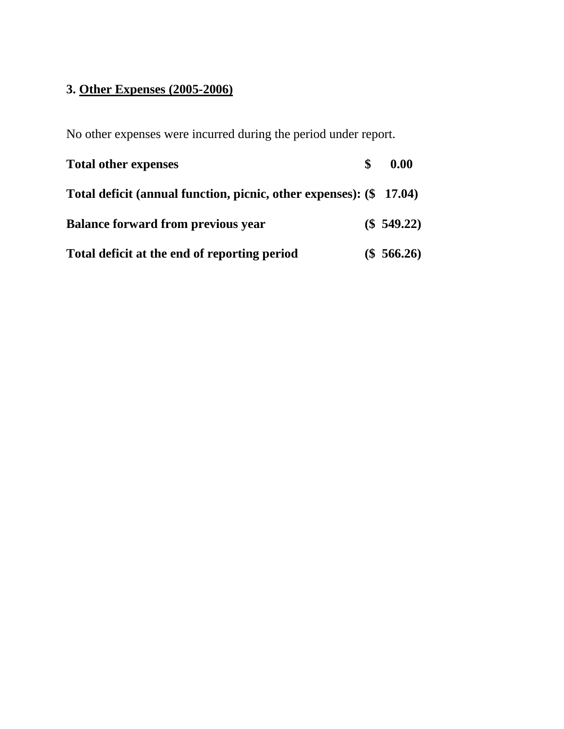### 3. Other Expenses (2005-2006)

No other expenses were incurred during the period under report.

| | |
|---|---|
| **Total other expenses** | **$ 0.00** |
| **Total deficit (annual function, picnic, other expenses):** | **($ 17.04)** |
| **Balance forward from previous year** | **($ 549.22)** |
| **Total deficit at the end of reporting period** | **($ 566.26)** |